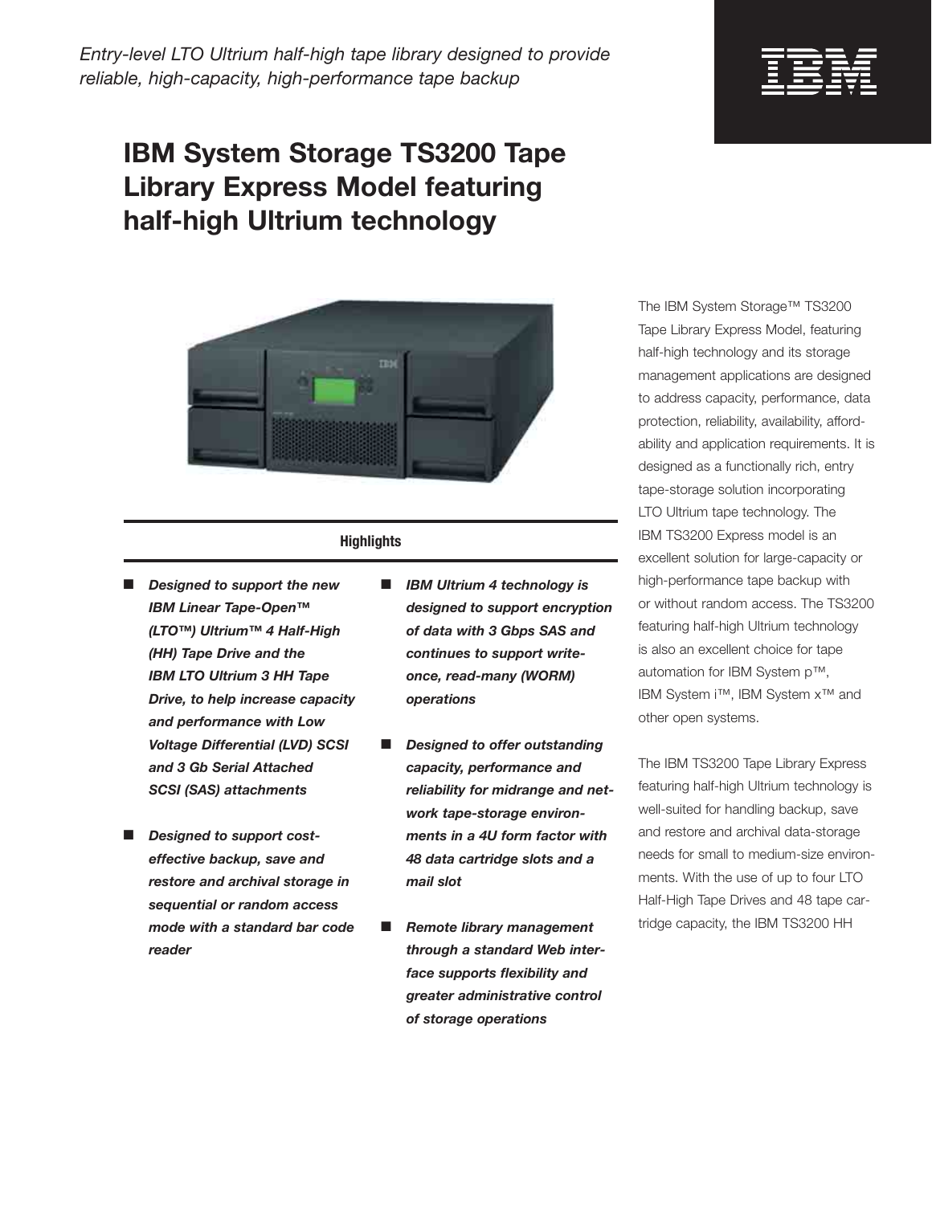*Entry-level LTO Ultrium half-high tape library designed to provide reliable, high-capacity, high-performance tape backup*

# IBM System Storage TS3200 Tape Library Express Model featuring half-high Ultrium technology

**Highlights**

- ***Designed to support the new IBM Linear Tape-Open™ (LTO™) Ultrium™ 4 Half-High (HH) Tape Drive and the IBM LTO Ultrium 3 HH Tape Drive, to help increase capacity and performance with Low Voltage Differential (LVD) SCSI and 3 Gb Serial Attached SCSI (SAS) attachments***
- ***Designed to support cost-effective backup, save and restore and archival storage in sequential or random access mode with a standard bar code reader***
- ***IBM Ultrium 4 technology is designed to support encryption of data with 3 Gbps SAS and continues to support write-once, read-many (WORM) operations***
- ***Designed to offer outstanding capacity, performance and reliability for midrange and network tape-storage environments in a 4U form factor with 48 data cartridge slots and a mail slot***
- ***Remote library management through a standard Web interface supports flexibility and greater administrative control of storage operations***

The IBM System Storage™ TS3200 Tape Library Express Model, featuring half-high technology and its storage management applications are designed to address capacity, performance, data protection, reliability, availability, affordability and application requirements. It is designed as a functionally rich, entry tape-storage solution incorporating LTO Ultrium tape technology. The IBM TS3200 Express model is an excellent solution for large-capacity or high-performance tape backup with or without random access. The TS3200 featuring half-high Ultrium technology is also an excellent choice for tape automation for IBM System p™, IBM System i™, IBM System x™ and other open systems.

The IBM TS3200 Tape Library Express featuring half-high Ultrium technology is well-suited for handling backup, save and restore and archival data-storage needs for small to medium-size environments. With the use of up to four LTO Half-High Tape Drives and 48 tape cartridge capacity, the IBM TS3200 HH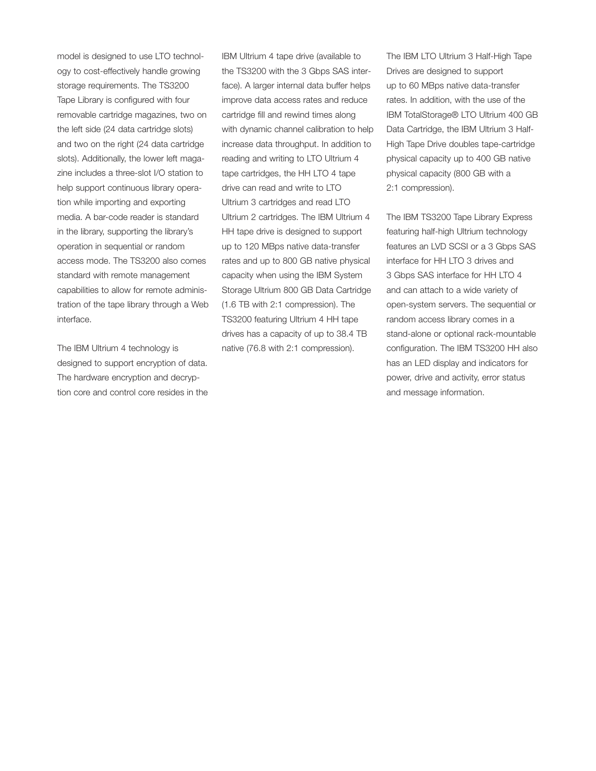model is designed to use LTO technology to cost-effectively handle growing storage requirements. The TS3200 Tape Library is configured with four removable cartridge magazines, two on the left side (24 data cartridge slots) and two on the right (24 data cartridge slots). Additionally, the lower left magazine includes a three-slot I/O station to help support continuous library operation while importing and exporting media. A bar-code reader is standard in the library, supporting the library's operation in sequential or random access mode. The TS3200 also comes standard with remote management capabilities to allow for remote administration of the tape library through a Web interface.

The IBM Ultrium 4 technology is designed to support encryption of data. The hardware encryption and decryption core and control core resides in the IBM Ultrium 4 tape drive (available to the TS3200 with the 3 Gbps SAS interface). A larger internal data buffer helps improve data access rates and reduce cartridge fill and rewind times along with dynamic channel calibration to help increase data throughput. In addition to reading and writing to LTO Ultrium 4 tape cartridges, the HH LTO 4 tape drive can read and write to LTO Ultrium 3 cartridges and read LTO Ultrium 2 cartridges. The IBM Ultrium 4 HH tape drive is designed to support up to 120 MBps native data-transfer rates and up to 800 GB native physical capacity when using the IBM System Storage Ultrium 800 GB Data Cartridge (1.6 TB with 2:1 compression). The TS3200 featuring Ultrium 4 HH tape drives has a capacity of up to 38.4 TB native (76.8 with 2:1 compression).

The IBM LTO Ultrium 3 Half-High Tape Drives are designed to support up to 60 MBps native data-transfer rates. In addition, with the use of the IBM TotalStorage® LTO Ultrium 400 GB Data Cartridge, the IBM Ultrium 3 Half-High Tape Drive doubles tape-cartridge physical capacity up to 400 GB native physical capacity (800 GB with a 2:1 compression).

The IBM TS3200 Tape Library Express featuring half-high Ultrium technology features an LVD SCSI or a 3 Gbps SAS interface for HH LTO 3 drives and 3 Gbps SAS interface for HH LTO 4 and can attach to a wide variety of open-system servers. The sequential or random access library comes in a stand-alone or optional rack-mountable configuration. The IBM TS3200 HH also has an LED display and indicators for power, drive and activity, error status and message information.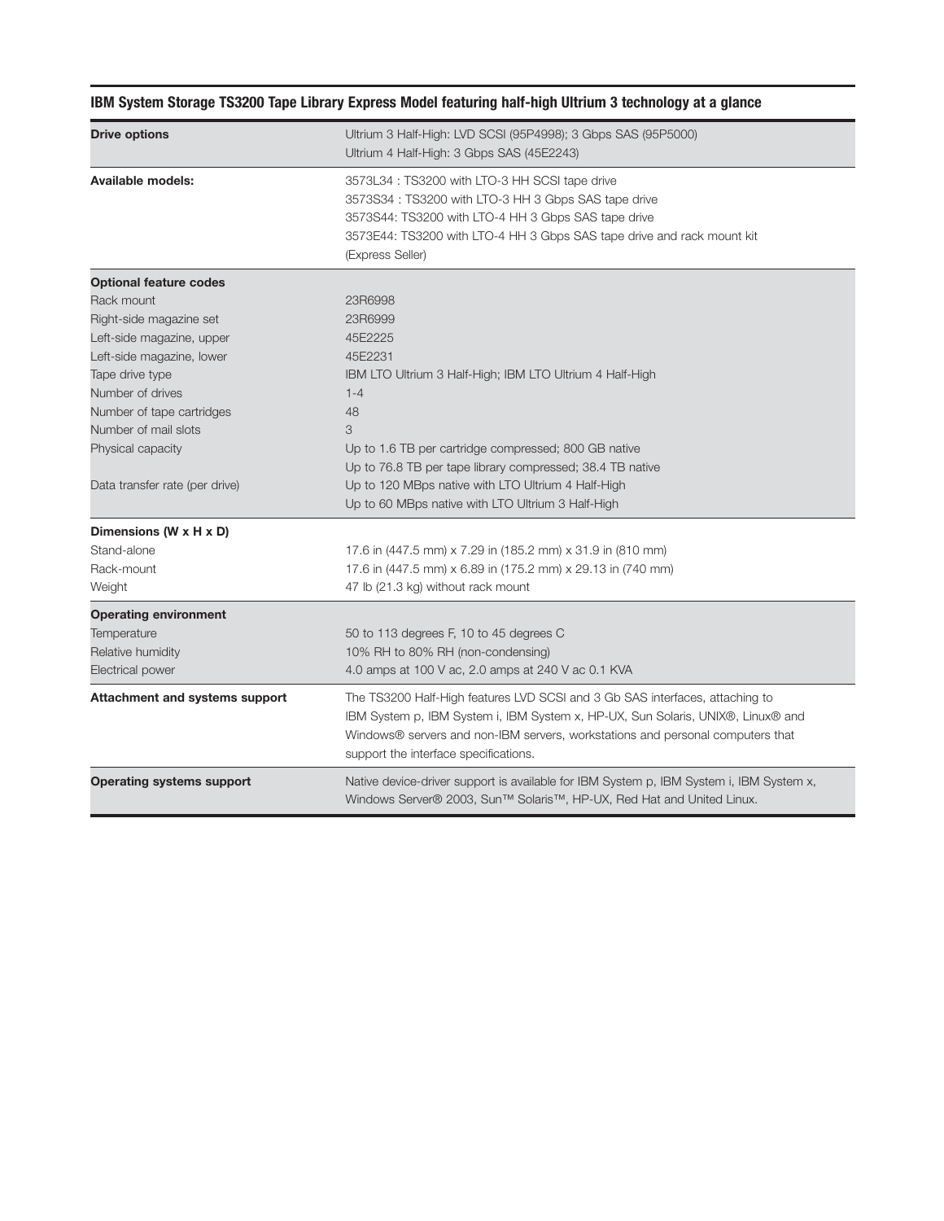## IBM System Storage TS3200 Tape Library Express Model featuring half-high Ultrium 3 technology at a glance

| | |
|---|---|
| **Drive options** | Ultrium 3 Half-High: LVD SCSI (95P4998); 3 Gbps SAS (95P5000)<br>Ultrium 4 Half-High: 3 Gbps SAS (45E2243) |
| **Available models:** | 3573L34 : TS3200 with LTO-3 HH SCSI tape drive<br>3573S34 : TS3200 with LTO-3 HH 3 Gbps SAS tape drive<br>3573S44: TS3200 with LTO-4 HH 3 Gbps SAS tape drive<br>3573E44: TS3200 with LTO-4 HH 3 Gbps SAS tape drive and rack mount kit (Express Seller) |
| **Optional feature codes** | |
| Rack mount | 23R6998 |
| Right-side magazine set | 23R6999 |
| Left-side magazine, upper | 45E2225 |
| Left-side magazine, lower | 45E2231 |
| Tape drive type | IBM LTO Ultrium 3 Half-High; IBM LTO Ultrium 4 Half-High |
| Number of drives | 1-4 |
| Number of tape cartridges | 48 |
| Number of mail slots | 3 |
| Physical capacity | Up to 1.6 TB per cartridge compressed; 800 GB native<br>Up to 76.8 TB per tape library compressed; 38.4 TB native |
| Data transfer rate (per drive) | Up to 120 MBps native with LTO Ultrium 4 Half-High<br>Up to 60 MBps native with LTO Ultrium 3 Half-High |
| **Dimensions (W x H x D)** | |
| Stand-alone | 17.6 in (447.5 mm) x 7.29 in (185.2 mm) x 31.9 in (810 mm) |
| Rack-mount | 17.6 in (447.5 mm) x 6.89 in (175.2 mm) x 29.13 in (740 mm) |
| Weight | 47 lb (21.3 kg) without rack mount |
| **Operating environment** | |
| Temperature | 50 to 113 degrees F, 10 to 45 degrees C |
| Relative humidity | 10% RH to 80% RH (non-condensing) |
| Electrical power | 4.0 amps at 100 V ac, 2.0 amps at 240 V ac 0.1 KVA |
| **Attachment and systems support** | The TS3200 Half-High features LVD SCSI and 3 Gb SAS interfaces, attaching to IBM System p, IBM System i, IBM System x, HP-UX, Sun Solaris, UNIX®, Linux® and Windows® servers and non-IBM servers, workstations and personal computers that support the interface specifications. |
| **Operating systems support** | Native device-driver support is available for IBM System p, IBM System i, IBM System x, Windows Server® 2003, Sun™ Solaris™, HP-UX, Red Hat and United Linux. |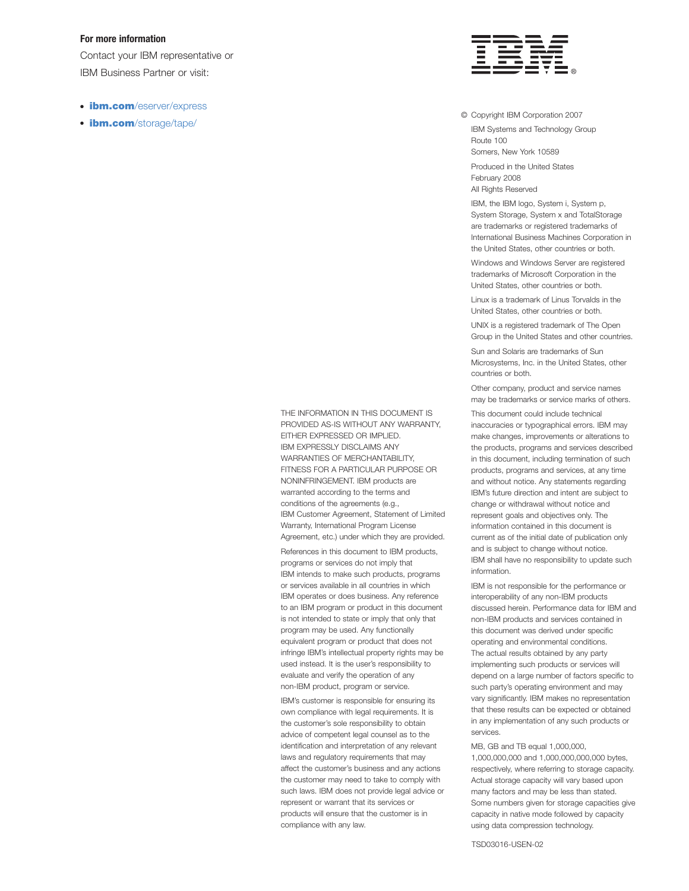**For more information**

Contact your IBM representative or IBM Business Partner or visit:

- **ibm.com**/eserver/express
- **ibm.com**/storage/tape/

© Copyright IBM Corporation 2007

IBM Systems and Technology Group
Route 100
Somers, New York 10589

Produced in the United States
February 2008
All Rights Reserved

IBM, the IBM logo, System i, System p, System Storage, System x and TotalStorage are trademarks or registered trademarks of International Business Machines Corporation in the United States, other countries or both.

Windows and Windows Server are registered trademarks of Microsoft Corporation in the United States, other countries or both.

Linux is a trademark of Linus Torvalds in the United States, other countries or both.

UNIX is a registered trademark of The Open Group in the United States and other countries.

Sun and Solaris are trademarks of Sun Microsystems, Inc. in the United States, other countries or both.

Other company, product and service names may be trademarks or service marks of others.

THE INFORMATION IN THIS DOCUMENT IS PROVIDED AS-IS WITHOUT ANY WARRANTY, EITHER EXPRESSED OR IMPLIED. IBM EXPRESSLY DISCLAIMS ANY WARRANTIES OF MERCHANTABILITY, FITNESS FOR A PARTICULAR PURPOSE OR NONINFRINGEMENT. IBM products are warranted according to the terms and conditions of the agreements (e.g., IBM Customer Agreement, Statement of Limited Warranty, International Program License Agreement, etc.) under which they are provided.

References in this document to IBM products, programs or services do not imply that IBM intends to make such products, programs or services available in all countries in which IBM operates or does business. Any reference to an IBM program or product in this document is not intended to state or imply that only that program may be used. Any functionally equivalent program or product that does not infringe IBM's intellectual property rights may be used instead. It is the user's responsibility to evaluate and verify the operation of any non-IBM product, program or service.

IBM's customer is responsible for ensuring its own compliance with legal requirements. It is the customer's sole responsibility to obtain advice of competent legal counsel as to the identification and interpretation of any relevant laws and regulatory requirements that may affect the customer's business and any actions the customer may need to take to comply with such laws. IBM does not provide legal advice or represent or warrant that its services or products will ensure that the customer is in compliance with any law.

This document could include technical inaccuracies or typographical errors. IBM may make changes, improvements or alterations to the products, programs and services described in this document, including termination of such products, programs and services, at any time and without notice. Any statements regarding IBM's future direction and intent are subject to change or withdrawal without notice and represent goals and objectives only. The information contained in this document is current as of the initial date of publication only and is subject to change without notice. IBM shall have no responsibility to update such information.

IBM is not responsible for the performance or interoperability of any non-IBM products discussed herein. Performance data for IBM and non-IBM products and services contained in this document was derived under specific operating and environmental conditions. The actual results obtained by any party implementing such products or services will depend on a large number of factors specific to such party's operating environment and may vary significantly. IBM makes no representation that these results can be expected or obtained in any implementation of any such products or services.

MB, GB and TB equal 1,000,000, 1,000,000,000 and 1,000,000,000,000 bytes, respectively, where referring to storage capacity. Actual storage capacity will vary based upon many factors and may be less than stated. Some numbers given for storage capacities give capacity in native mode followed by capacity using data compression technology.

TSD03016-USEN-02